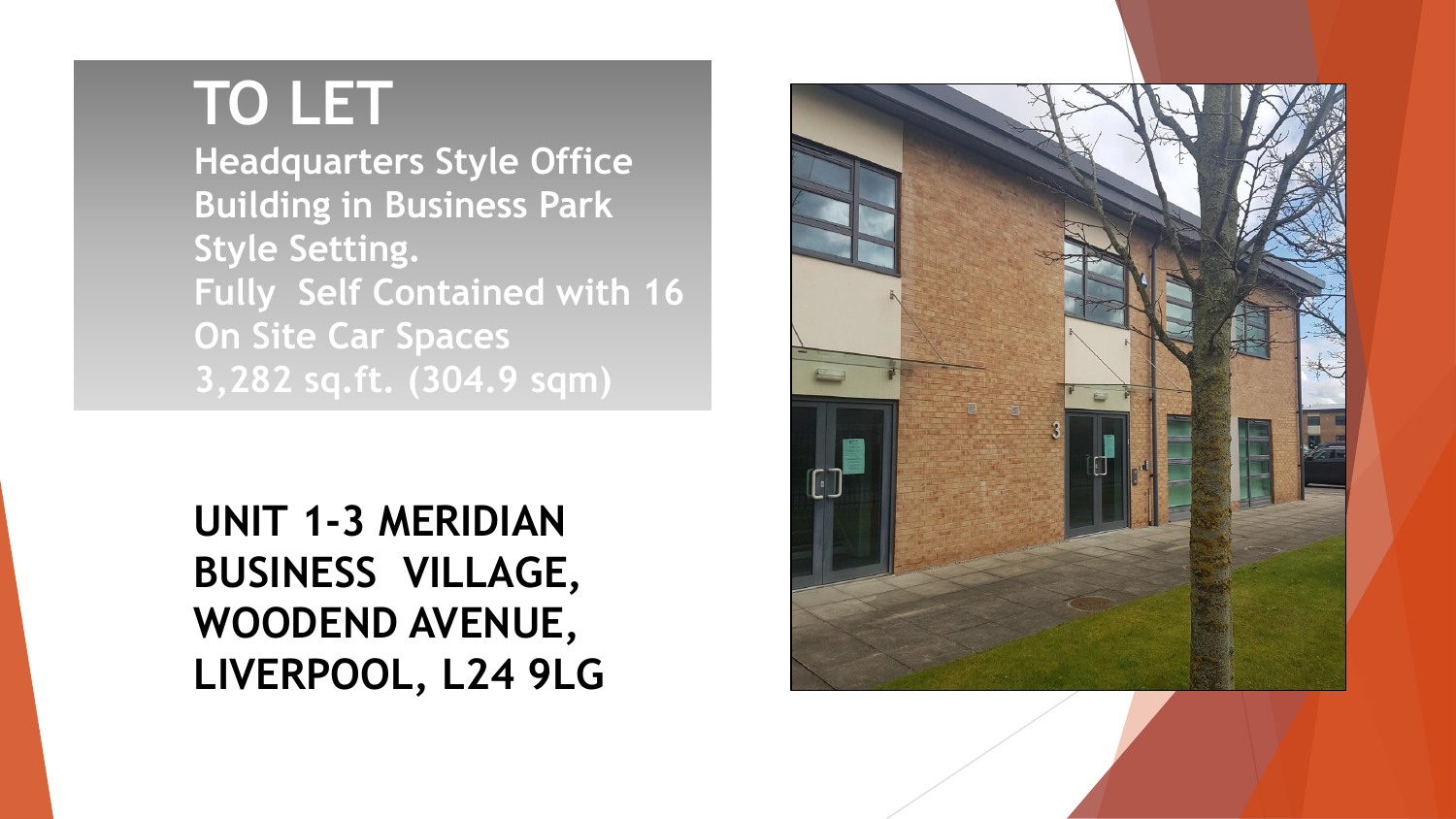# TO LET

**Headquarters Style Office Building in Business Park Style Setting.**
**Fully Self Contained with 16 On Site Car Spaces**
**3,282 sq.ft. (304.9 sqm)**

## UNIT 1-3 MERIDIAN BUSINESS VILLAGE, WOODEND AVENUE, LIVERPOOL, L24 9LG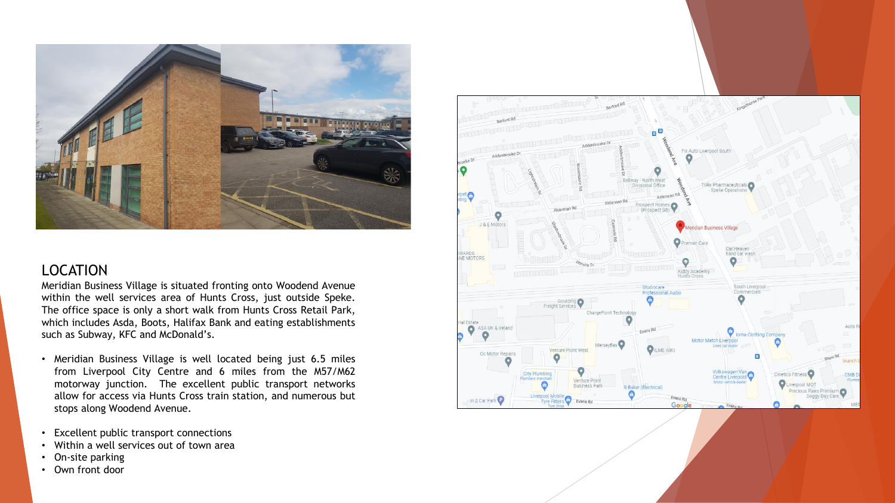## LOCATION

Meridian Business Village is situated fronting onto Woodend Avenue within the well services area of Hunts Cross, just outside Speke. The office space is only a short walk from Hunts Cross Retail Park, which includes Asda, Boots, Halifax Bank and eating establishments such as Subway, KFC and McDonald's.

- Meridian Business Village is well located being just 6.5 miles from Liverpool City Centre and 6 miles from the M57/M62 motorway junction. The excellent public transport networks allow for access via Hunts Cross train station, and numerous but stops along Woodend Avenue.

- Excellent public transport connections
- Within a well services out of town area
- On-site parking
- Own front door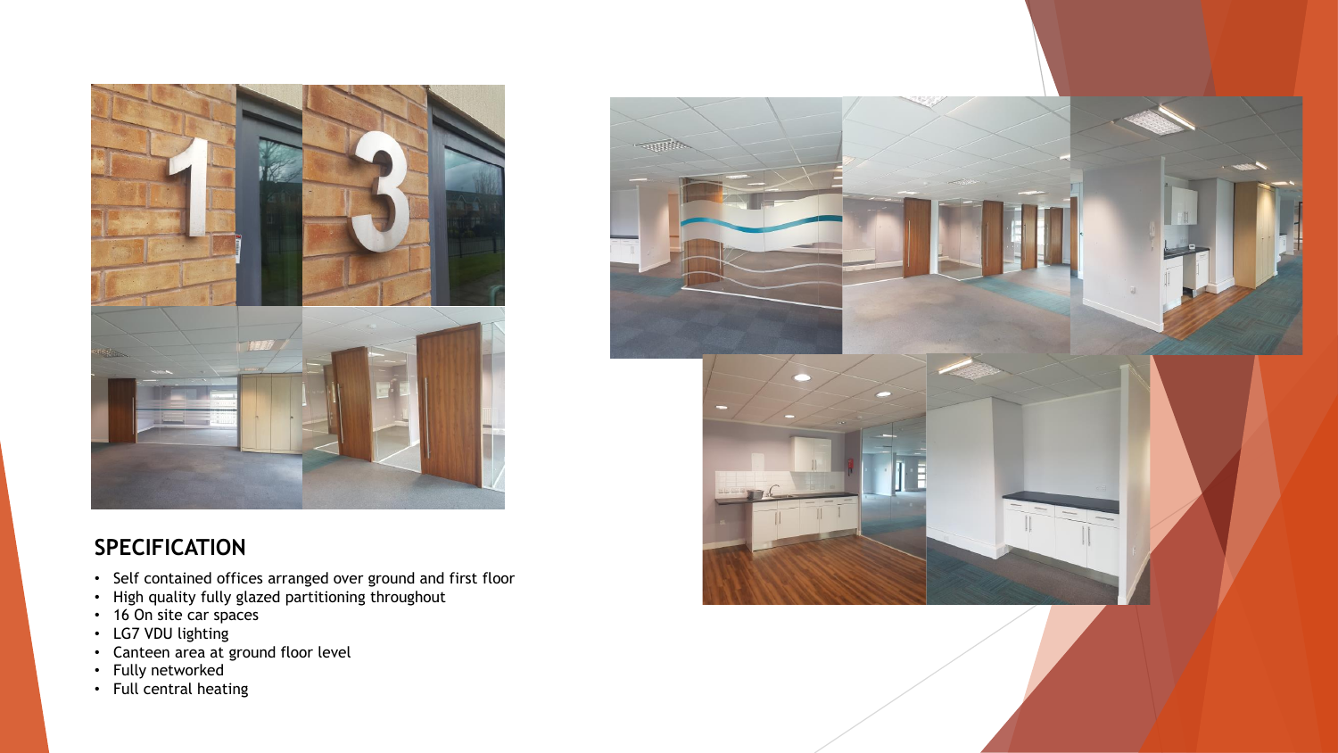## SPECIFICATION

- Self contained offices arranged over ground and first floor
- High quality fully glazed partitioning throughout
- 16 On site car spaces
- LG7 VDU lighting
- Canteen area at ground floor level
- Fully networked
- Full central heating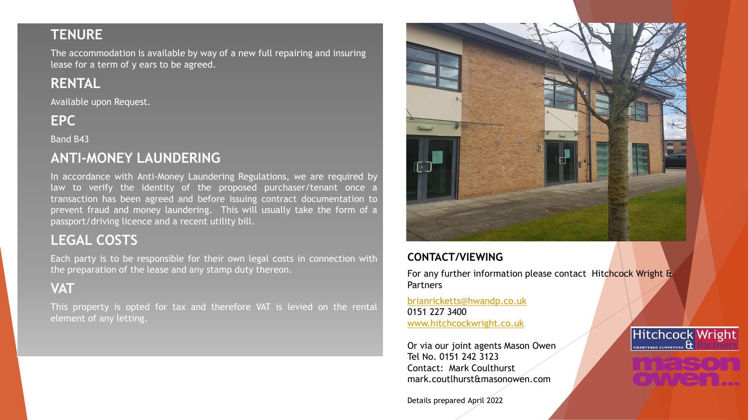## TENURE

The accommodation is available by way of a new full repairing and insuring lease for a term of y ears to be agreed.

## RENTAL

Available upon Request.

## EPC

Band B43

## ANTI-MONEY LAUNDERING

In accordance with Anti-Money Laundering Regulations, we are required by law to verify the identity of the proposed purchaser/tenant once a transaction has been agreed and before issuing contract documentation to prevent fraud and money laundering. This will usually take the form of a passport/driving licence and a recent utility bill.

## LEGAL COSTS

Each party is to be responsible for their own legal costs in connection with the preparation of the lease and any stamp duty thereon.

## VAT

This property is opted for tax and therefore VAT is levied on the rental element of any letting.

## CONTACT/VIEWING

For any further information please contact Hitchcock Wright & Partners

brianricketts@hwandp.co.uk
0151 227 3400
www.hitchcockwright.co.uk

Or via our joint agents Mason Owen
Tel No. 0151 242 3123
Contact: Mark Coulthurst
mark.coutlhurst&masonowen.com

Details prepared April 2022